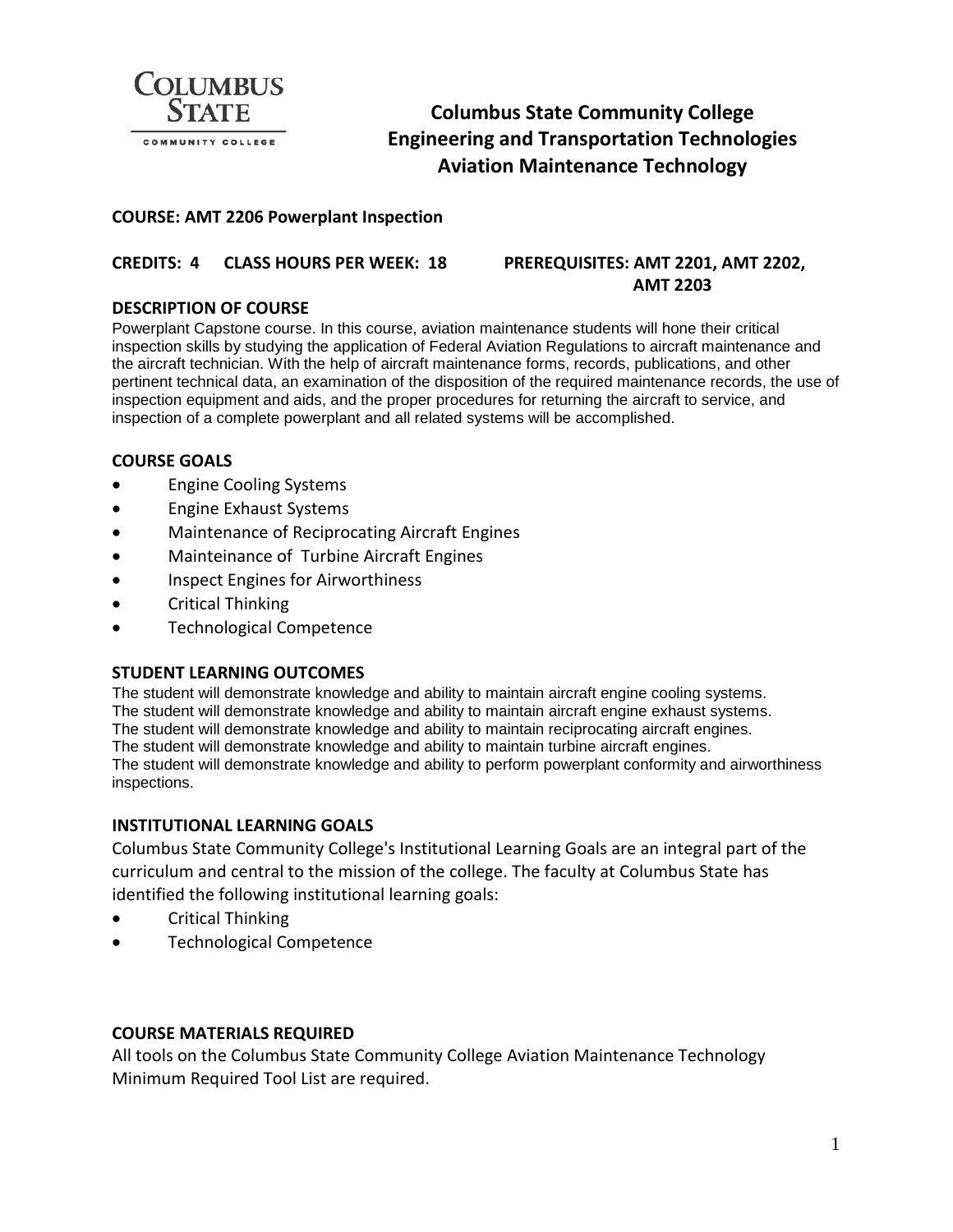# Columbus State Community College
# Engineering and Transportation Technologies
# Aviation Maintenance Technology

**COURSE: AMT 2206 Powerplant Inspection**

**CREDITS: 4     CLASS HOURS PER WEEK: 18     PREREQUISITES: AMT 2201, AMT 2202, AMT 2203**

## DESCRIPTION OF COURSE

Powerplant Capstone course. In this course, aviation maintenance students will hone their critical inspection skills by studying the application of Federal Aviation Regulations to aircraft maintenance and the aircraft technician. With the help of aircraft maintenance forms, records, publications, and other pertinent technical data, an examination of the disposition of the required maintenance records, the use of inspection equipment and aids, and the proper procedures for returning the aircraft to service, and inspection of a complete powerplant and all related systems will be accomplished.

## COURSE GOALS

- Engine Cooling Systems
- Engine Exhaust Systems
- Maintenance of Reciprocating Aircraft Engines
- Mainteinance of Turbine Aircraft Engines
- Inspect Engines for Airworthiness
- Critical Thinking
- Technological Competence

## STUDENT LEARNING OUTCOMES

The student will demonstrate knowledge and ability to maintain aircraft engine cooling systems.
The student will demonstrate knowledge and ability to maintain aircraft engine exhaust systems.
The student will demonstrate knowledge and ability to maintain reciprocating aircraft engines.
The student will demonstrate knowledge and ability to maintain turbine aircraft engines.
The student will demonstrate knowledge and ability to perform powerplant conformity and airworthiness inspections.

## INSTITUTIONAL LEARNING GOALS

Columbus State Community College's Institutional Learning Goals are an integral part of the curriculum and central to the mission of the college. The faculty at Columbus State has identified the following institutional learning goals:

- Critical Thinking
- Technological Competence

## COURSE MATERIALS REQUIRED

All tools on the Columbus State Community College Aviation Maintenance Technology Minimum Required Tool List are required.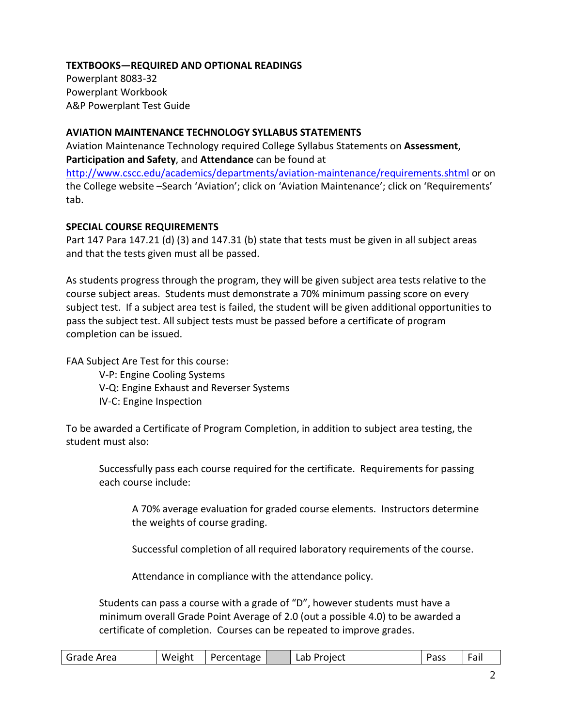### TEXTBOOKS—REQUIRED AND OPTIONAL READINGS

Powerplant 8083-32
Powerplant Workbook
A&P Powerplant Test Guide

### AVIATION MAINTENANCE TECHNOLOGY SYLLABUS STATEMENTS

Aviation Maintenance Technology required College Syllabus Statements on **Assessment**, **Participation and Safety**, and **Attendance** can be found at http://www.cscc.edu/academics/departments/aviation-maintenance/requirements.shtml or on the College website –Search 'Aviation'; click on 'Aviation Maintenance'; click on 'Requirements' tab.

### SPECIAL COURSE REQUIREMENTS

Part 147 Para 147.21 (d) (3) and 147.31 (b) state that tests must be given in all subject areas and that the tests given must all be passed.

As students progress through the program, they will be given subject area tests relative to the course subject areas. Students must demonstrate a 70% minimum passing score on every subject test. If a subject area test is failed, the student will be given additional opportunities to pass the subject test. All subject tests must be passed before a certificate of program completion can be issued.

FAA Subject Are Test for this course:

- V-P: Engine Cooling Systems
- V-Q: Engine Exhaust and Reverser Systems
- IV-C: Engine Inspection

To be awarded a Certificate of Program Completion, in addition to subject area testing, the student must also:

> Successfully pass each course required for the certificate. Requirements for passing each course include:
>
> > A 70% average evaluation for graded course elements. Instructors determine the weights of course grading.
> >
> > Successful completion of all required laboratory requirements of the course.
> >
> > Attendance in compliance with the attendance policy.
>
> Students can pass a course with a grade of "D", however students must have a minimum overall Grade Point Average of 2.0 (out a possible 4.0) to be awarded a certificate of completion. Courses can be repeated to improve grades.

| Grade Area | Weight | Percentage | | Lab Project | Pass | Fail |
|---|---|---|---|---|---|---|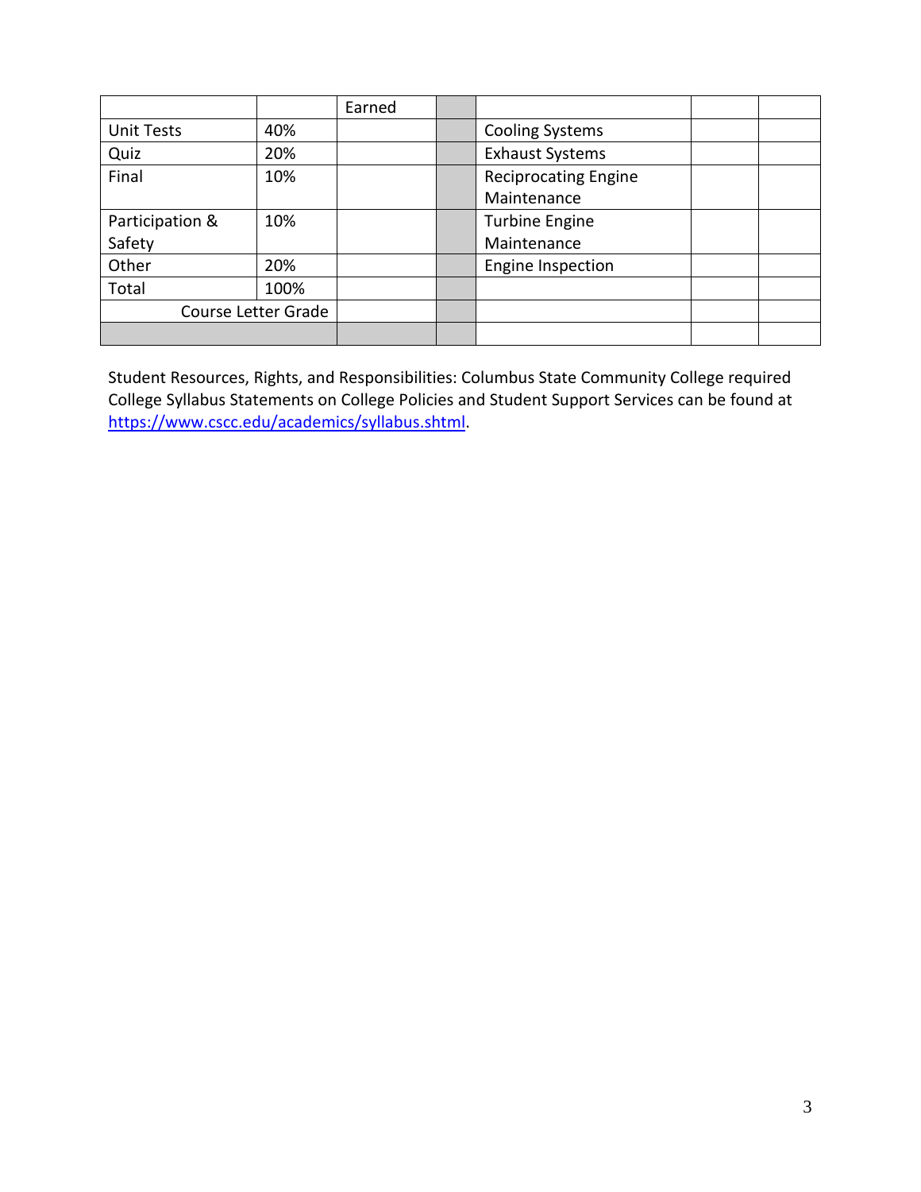| | | Earned | | | | |
|---|---|---|---|---|---|---|
| Unit Tests | 40% | | | Cooling Systems | | |
| Quiz | 20% | | | Exhaust Systems | | |
| Final | 10% | | | Reciprocating Engine Maintenance | | |
| Participation & Safety | 10% | | | Turbine Engine Maintenance | | |
| Other | 20% | | | Engine Inspection | | |
| Total | 100% | | | | | |
| Course Letter Grade | | | | | | |
| | | | | | | |

Student Resources, Rights, and Responsibilities: Columbus State Community College required College Syllabus Statements on College Policies and Student Support Services can be found at [https://www.cscc.edu/academics/syllabus.shtml](https://www.cscc.edu/academics/syllabus.shtml).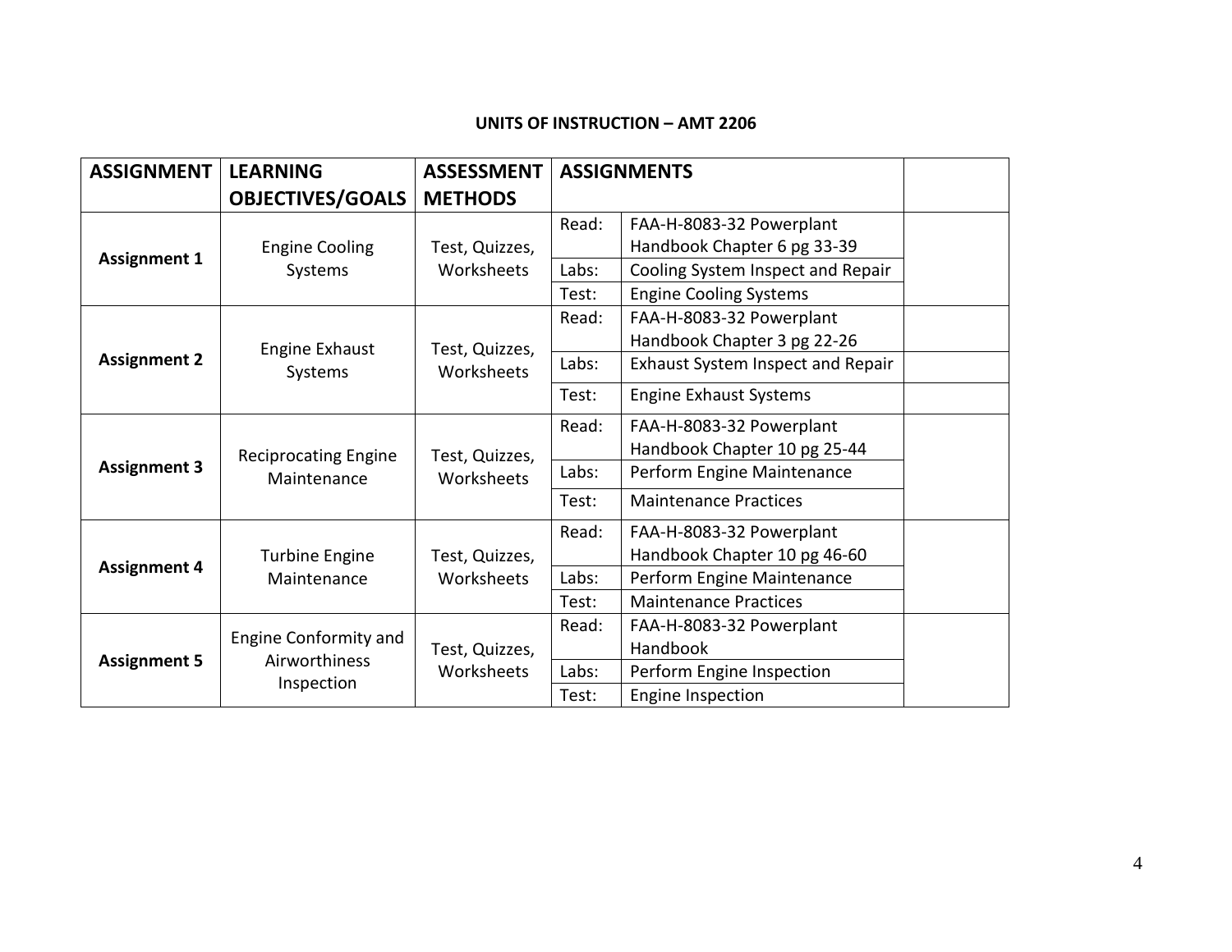**UNITS OF INSTRUCTION – AMT 2206**

| ASSIGNMENT | LEARNING OBJECTIVES/GOALS | ASSESSMENT METHODS | ASSIGNMENTS | | |
|---|---|---|---|---|---|
| **Assignment 1** | Engine Cooling Systems | Test, Quizzes, Worksheets | Read: | FAA-H-8083-32 Powerplant Handbook Chapter 6 pg 33-39 | |
| | | | Labs: | Cooling System Inspect and Repair | |
| | | | Test: | Engine Cooling Systems | |
| **Assignment 2** | Engine Exhaust Systems | Test, Quizzes, Worksheets | Read: | FAA-H-8083-32 Powerplant Handbook Chapter 3 pg 22-26 | |
| | | | Labs: | Exhaust System Inspect and Repair | |
| | | | Test: | Engine Exhaust Systems | |
| **Assignment 3** | Reciprocating Engine Maintenance | Test, Quizzes, Worksheets | Read: | FAA-H-8083-32 Powerplant Handbook Chapter 10 pg 25-44 | |
| | | | Labs: | Perform Engine Maintenance | |
| | | | Test: | Maintenance Practices | |
| **Assignment 4** | Turbine Engine Maintenance | Test, Quizzes, Worksheets | Read: | FAA-H-8083-32 Powerplant Handbook Chapter 10 pg 46-60 | |
| | | | Labs: | Perform Engine Maintenance | |
| | | | Test: | Maintenance Practices | |
| **Assignment 5** | Engine Conformity and Airworthiness Inspection | Test, Quizzes, Worksheets | Read: | FAA-H-8083-32 Powerplant Handbook | |
| | | | Labs: | Perform Engine Inspection | |
| | | | Test: | Engine Inspection | |